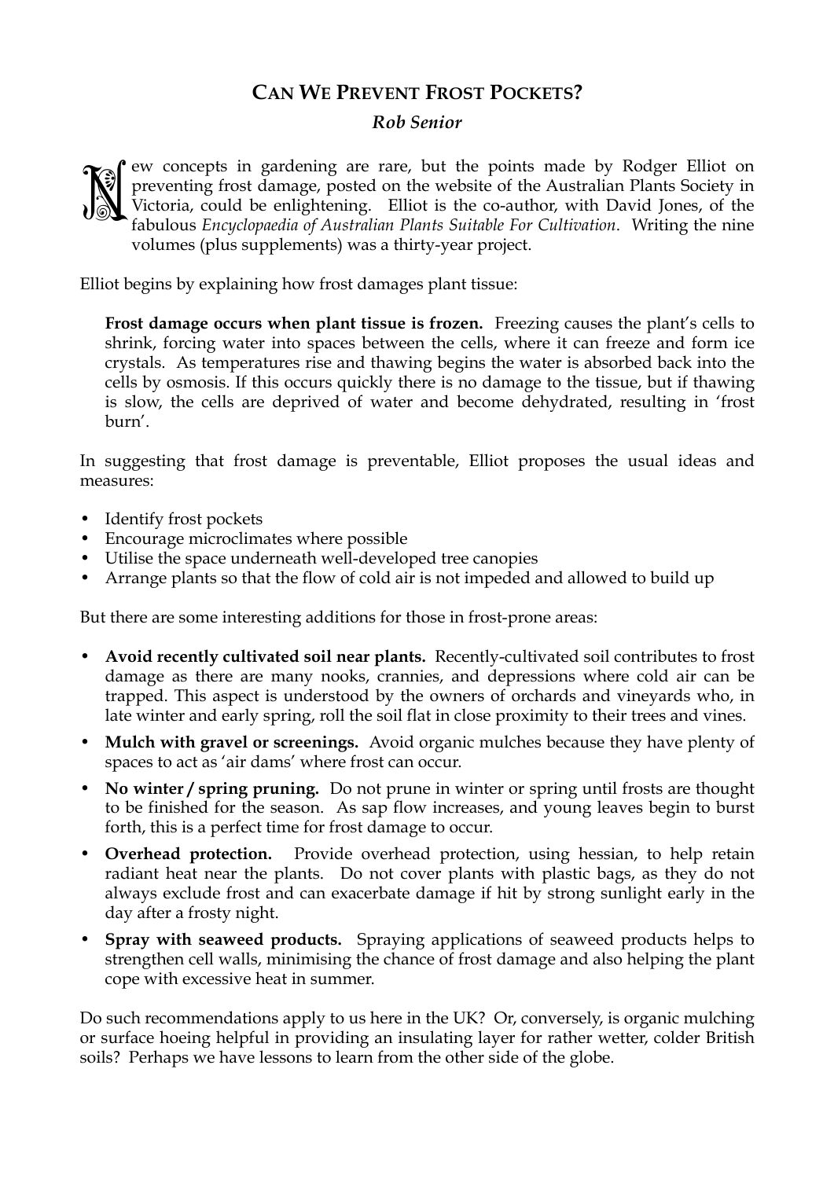# Can We Prevent Frost Pockets?

***Rob Senior***

New concepts in gardening are rare, but the points made by Rodger Elliot on preventing frost damage, posted on the website of the Australian Plants Society in Victoria, could be enlightening. Elliot is the co-author, with David Jones, of the fabulous *Encyclopaedia of Australian Plants Suitable For Cultivation*. Writing the nine volumes (plus supplements) was a thirty-year project.

Elliot begins by explaining how frost damages plant tissue:

> **Frost damage occurs when plant tissue is frozen.** Freezing causes the plant's cells to shrink, forcing water into spaces between the cells, where it can freeze and form ice crystals. As temperatures rise and thawing begins the water is absorbed back into the cells by osmosis. If this occurs quickly there is no damage to the tissue, but if thawing is slow, the cells are deprived of water and become dehydrated, resulting in 'frost burn'.

In suggesting that frost damage is preventable, Elliot proposes the usual ideas and measures:

- Identify frost pockets
- Encourage microclimates where possible
- Utilise the space underneath well-developed tree canopies
- Arrange plants so that the flow of cold air is not impeded and allowed to build up

But there are some interesting additions for those in frost-prone areas:

- **Avoid recently cultivated soil near plants.** Recently-cultivated soil contributes to frost damage as there are many nooks, crannies, and depressions where cold air can be trapped. This aspect is understood by the owners of orchards and vineyards who, in late winter and early spring, roll the soil flat in close proximity to their trees and vines.
- **Mulch with gravel or screenings.** Avoid organic mulches because they have plenty of spaces to act as 'air dams' where frost can occur.
- **No winter / spring pruning.** Do not prune in winter or spring until frosts are thought to be finished for the season. As sap flow increases, and young leaves begin to burst forth, this is a perfect time for frost damage to occur.
- **Overhead protection.** Provide overhead protection, using hessian, to help retain radiant heat near the plants. Do not cover plants with plastic bags, as they do not always exclude frost and can exacerbate damage if hit by strong sunlight early in the day after a frosty night.
- **Spray with seaweed products.** Spraying applications of seaweed products helps to strengthen cell walls, minimising the chance of frost damage and also helping the plant cope with excessive heat in summer.

Do such recommendations apply to us here in the UK? Or, conversely, is organic mulching or surface hoeing helpful in providing an insulating layer for rather wetter, colder British soils? Perhaps we have lessons to learn from the other side of the globe.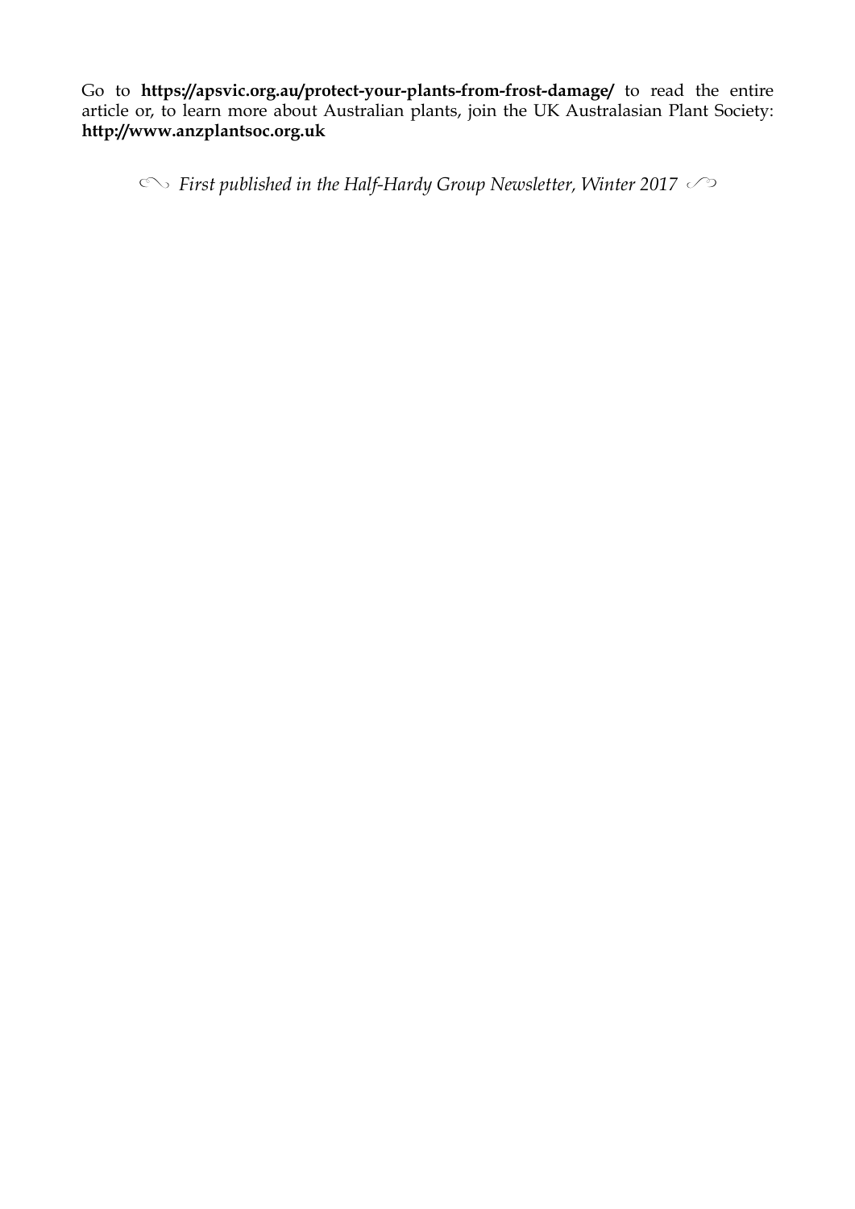Go to **https://apsvic.org.au/protect-your-plants-from-frost-damage/** to read the entire article or, to learn more about Australian plants, join the UK Australasian Plant Society: **http://www.anzplantsoc.org.uk**

*First published in the Half-Hardy Group Newsletter, Winter 2017*